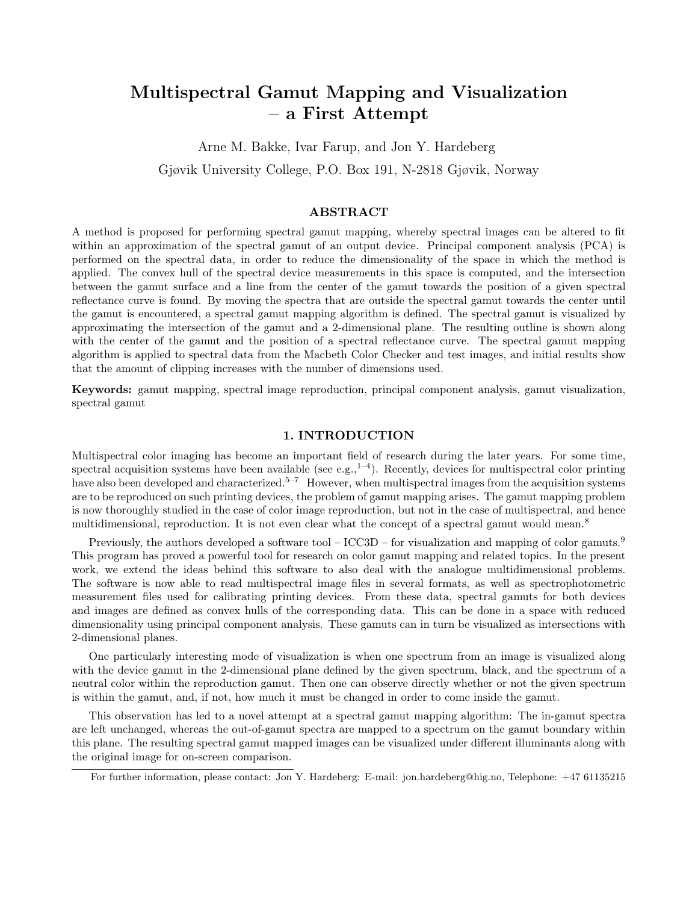# Multispectral Gamut Mapping and Visualization – a First Attempt

Arne M. Bakke, Ivar Farup, and Jon Y. Hardeberg

Gjøvik University College, P.O. Box 191, N-2818 Gjøvik, Norway

## ABSTRACT

A method is proposed for performing spectral gamut mapping, whereby spectral images can be altered to fit within an approximation of the spectral gamut of an output device. Principal component analysis (PCA) is performed on the spectral data, in order to reduce the dimensionality of the space in which the method is applied. The convex hull of the spectral device measurements in this space is computed, and the intersection between the gamut surface and a line from the center of the gamut towards the position of a given spectral reflectance curve is found. By moving the spectra that are outside the spectral gamut towards the center until the gamut is encountered, a spectral gamut mapping algorithm is defined. The spectral gamut is visualized by approximating the intersection of the gamut and a 2-dimensional plane. The resulting outline is shown along with the center of the gamut and the position of a spectral reflectance curve. The spectral gamut mapping algorithm is applied to spectral data from the Macbeth Color Checker and test images, and initial results show that the amount of clipping increases with the number of dimensions used.

**Keywords:** gamut mapping, spectral image reproduction, principal component analysis, gamut visualization, spectral gamut

## 1. INTRODUCTION

Multispectral color imaging has become an important field of research during the later years. For some time, spectral acquisition systems have been available (see e.g.,[1–4]). Recently, devices for multispectral color printing have also been developed and characterized.[5–7] However, when multispectral images from the acquisition systems are to be reproduced on such printing devices, the problem of gamut mapping arises. The gamut mapping problem is now thoroughly studied in the case of color image reproduction, but not in the case of multispectral, and hence multidimensional, reproduction. It is not even clear what the concept of a spectral gamut would mean.[8]

Previously, the authors developed a software tool – ICC3D – for visualization and mapping of color gamuts.[9] This program has proved a powerful tool for research on color gamut mapping and related topics. In the present work, we extend the ideas behind this software to also deal with the analogue multidimensional problems. The software is now able to read multispectral image files in several formats, as well as spectrophotometric measurement files used for calibrating printing devices. From these data, spectral gamuts for both devices and images are defined as convex hulls of the corresponding data. This can be done in a space with reduced dimensionality using principal component analysis. These gamuts can in turn be visualized as intersections with 2-dimensional planes.

One particularly interesting mode of visualization is when one spectrum from an image is visualized along with the device gamut in the 2-dimensional plane defined by the given spectrum, black, and the spectrum of a neutral color within the reproduction gamut. Then one can observe directly whether or not the given spectrum is within the gamut, and, if not, how much it must be changed in order to come inside the gamut.

This observation has led to a novel attempt at a spectral gamut mapping algorithm: The in-gamut spectra are left unchanged, whereas the out-of-gamut spectra are mapped to a spectrum on the gamut boundary within this plane. The resulting spectral gamut mapped images can be visualized under different illuminants along with the original image for on-screen comparison.

For further information, please contact: Jon Y. Hardeberg: E-mail: jon.hardeberg@hig.no, Telephone: +47 61135215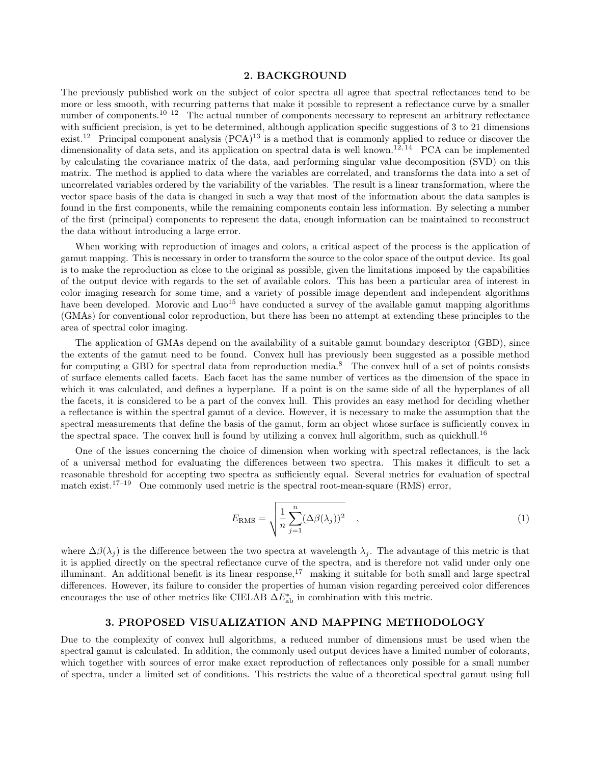## 2. BACKGROUND

The previously published work on the subject of color spectra all agree that spectral reflectances tend to be more or less smooth, with recurring patterns that make it possible to represent a reflectance curve by a smaller number of components.[10–12] The actual number of components necessary to represent an arbitrary reflectance with sufficient precision, is yet to be determined, although application specific suggestions of 3 to 21 dimensions exist.[12] Principal component analysis (PCA)[13] is a method that is commonly applied to reduce or discover the dimensionality of data sets, and its application on spectral data is well known.[12,14] PCA can be implemented by calculating the covariance matrix of the data, and performing singular value decomposition (SVD) on this matrix. The method is applied to data where the variables are correlated, and transforms the data into a set of uncorrelated variables ordered by the variability of the variables. The result is a linear transformation, where the vector space basis of the data is changed in such a way that most of the information about the data samples is found in the first components, while the remaining components contain less information. By selecting a number of the first (principal) components to represent the data, enough information can be maintained to reconstruct the data without introducing a large error.

When working with reproduction of images and colors, a critical aspect of the process is the application of gamut mapping. This is necessary in order to transform the source to the color space of the output device. Its goal is to make the reproduction as close to the original as possible, given the limitations imposed by the capabilities of the output device with regards to the set of available colors. This has been a particular area of interest in color imaging research for some time, and a variety of possible image dependent and independent algorithms have been developed. Morovic and Luo[15] have conducted a survey of the available gamut mapping algorithms (GMAs) for conventional color reproduction, but there has been no attempt at extending these principles to the area of spectral color imaging.

The application of GMAs depend on the availability of a suitable gamut boundary descriptor (GBD), since the extents of the gamut need to be found. Convex hull has previously been suggested as a possible method for computing a GBD for spectral data from reproduction media.[8] The convex hull of a set of points consists of surface elements called facets. Each facet has the same number of vertices as the dimension of the space in which it was calculated, and defines a hyperplane. If a point is on the same side of all the hyperplanes of all the facets, it is considered to be a part of the convex hull. This provides an easy method for deciding whether a reflectance is within the spectral gamut of a device. However, it is necessary to make the assumption that the spectral measurements that define the basis of the gamut, form an object whose surface is sufficiently convex in the spectral space. The convex hull is found by utilizing a convex hull algorithm, such as quickhull.[16]

One of the issues concerning the choice of dimension when working with spectral reflectances, is the lack of a universal method for evaluating the differences between two spectra. This makes it difficult to set a reasonable threshold for accepting two spectra as sufficiently equal. Several metrics for evaluation of spectral match exist.[17–19] One commonly used metric is the spectral root-mean-square (RMS) error,

$$E_{\text{RMS}} = \sqrt{\frac{1}{n}\sum_{j=1}^{n}(\Delta\beta(\lambda_j))^2} \quad , \tag{1}$$

where $\Delta\beta(\lambda_j)$ is the difference between the two spectra at wavelength $\lambda_j$. The advantage of this metric is that it is applied directly on the spectral reflectance curve of the spectra, and is therefore not valid under only one illuminant. An additional benefit is its linear response,[17] making it suitable for both small and large spectral differences. However, its failure to consider the properties of human vision regarding perceived color differences encourages the use of other metrics like CIELAB $\Delta E^*_{\text{ab}}$ in combination with this metric.

## 3. PROPOSED VISUALIZATION AND MAPPING METHODOLOGY

Due to the complexity of convex hull algorithms, a reduced number of dimensions must be used when the spectral gamut is calculated. In addition, the commonly used output devices have a limited number of colorants, which together with sources of error make exact reproduction of reflectances only possible for a small number of spectra, under a limited set of conditions. This restricts the value of a theoretical spectral gamut using full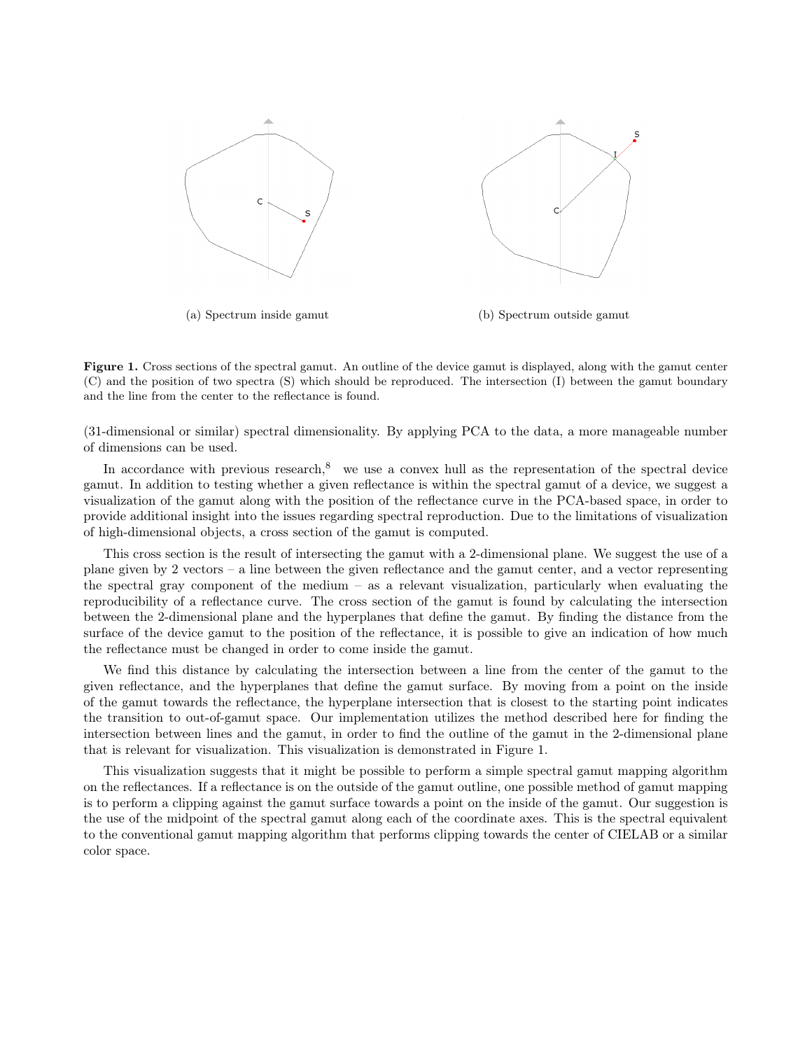C

S

(a) Spectrum inside gamut

S

I

C

(b) Spectrum outside gamut

**Figure 1.** Cross sections of the spectral gamut. An outline of the device gamut is displayed, along with the gamut center (C) and the position of two spectra (S) which should be reproduced. The intersection (I) between the gamut boundary and the line from the center to the reflectance is found.

(31-dimensional or similar) spectral dimensionality. By applying PCA to the data, a more manageable number of dimensions can be used.

In accordance with previous research,[8] we use a convex hull as the representation of the spectral device gamut. In addition to testing whether a given reflectance is within the spectral gamut of a device, we suggest a visualization of the gamut along with the position of the reflectance curve in the PCA-based space, in order to provide additional insight into the issues regarding spectral reproduction. Due to the limitations of visualization of high-dimensional objects, a cross section of the gamut is computed.

This cross section is the result of intersecting the gamut with a 2-dimensional plane. We suggest the use of a plane given by 2 vectors – a line between the given reflectance and the gamut center, and a vector representing the spectral gray component of the medium – as a relevant visualization, particularly when evaluating the reproducibility of a reflectance curve. The cross section of the gamut is found by calculating the intersection between the 2-dimensional plane and the hyperplanes that define the gamut. By finding the distance from the surface of the device gamut to the position of the reflectance, it is possible to give an indication of how much the reflectance must be changed in order to come inside the gamut.

We find this distance by calculating the intersection between a line from the center of the gamut to the given reflectance, and the hyperplanes that define the gamut surface. By moving from a point on the inside of the gamut towards the reflectance, the hyperplane intersection that is closest to the starting point indicates the transition to out-of-gamut space. Our implementation utilizes the method described here for finding the intersection between lines and the gamut, in order to find the outline of the gamut in the 2-dimensional plane that is relevant for visualization. This visualization is demonstrated in Figure 1.

This visualization suggests that it might be possible to perform a simple spectral gamut mapping algorithm on the reflectances. If a reflectance is on the outside of the gamut outline, one possible method of gamut mapping is to perform a clipping against the gamut surface towards a point on the inside of the gamut. Our suggestion is the use of the midpoint of the spectral gamut along each of the coordinate axes. This is the spectral equivalent to the conventional gamut mapping algorithm that performs clipping towards the center of CIELAB or a similar color space.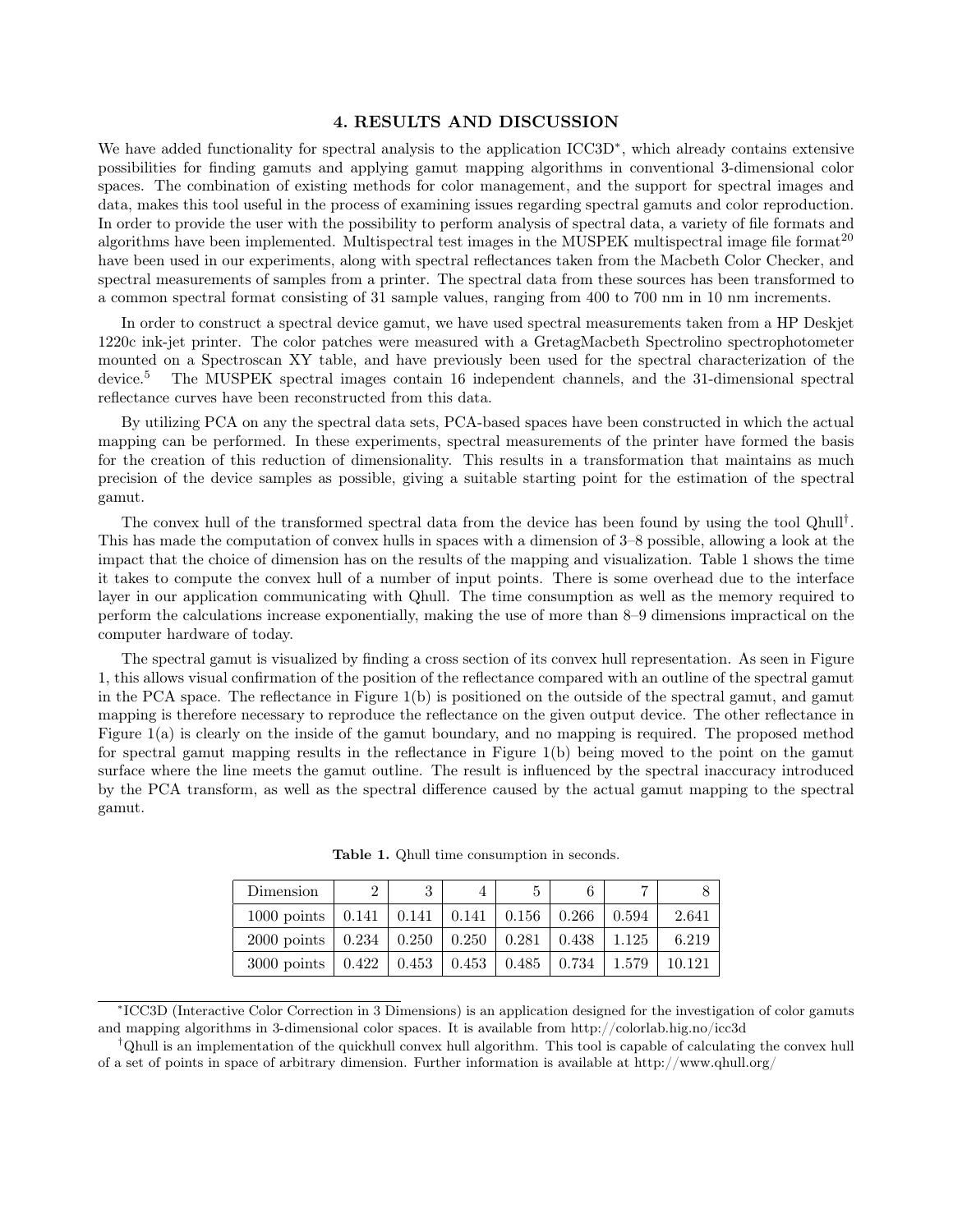## 4. RESULTS AND DISCUSSION

We have added functionality for spectral analysis to the application ICC3D*, which already contains extensive possibilities for finding gamuts and applying gamut mapping algorithms in conventional 3-dimensional color spaces. The combination of existing methods for color management, and the support for spectral images and data, makes this tool useful in the process of examining issues regarding spectral gamuts and color reproduction. In order to provide the user with the possibility to perform analysis of spectral data, a variety of file formats and algorithms have been implemented. Multispectral test images in the MUSPEK multispectral image file format[20] have been used in our experiments, along with spectral reflectances taken from the Macbeth Color Checker, and spectral measurements of samples from a printer. The spectral data from these sources has been transformed to a common spectral format consisting of 31 sample values, ranging from 400 to 700 nm in 10 nm increments.

In order to construct a spectral device gamut, we have used spectral measurements taken from a HP Deskjet 1220c ink-jet printer. The color patches were measured with a GretagMacbeth Spectrolino spectrophotometer mounted on a Spectroscan XY table, and have previously been used for the spectral characterization of the device.[5] The MUSPEK spectral images contain 16 independent channels, and the 31-dimensional spectral reflectance curves have been reconstructed from this data.

By utilizing PCA on any the spectral data sets, PCA-based spaces have been constructed in which the actual mapping can be performed. In these experiments, spectral measurements of the printer have formed the basis for the creation of this reduction of dimensionality. This results in a transformation that maintains as much precision of the device samples as possible, giving a suitable starting point for the estimation of the spectral gamut.

The convex hull of the transformed spectral data from the device has been found by using the tool Qhull†. This has made the computation of convex hulls in spaces with a dimension of 3–8 possible, allowing a look at the impact that the choice of dimension has on the results of the mapping and visualization. Table 1 shows the time it takes to compute the convex hull of a number of input points. There is some overhead due to the interface layer in our application communicating with Qhull. The time consumption as well as the memory required to perform the calculations increase exponentially, making the use of more than 8–9 dimensions impractical on the computer hardware of today.

The spectral gamut is visualized by finding a cross section of its convex hull representation. As seen in Figure 1, this allows visual confirmation of the position of the reflectance compared with an outline of the spectral gamut in the PCA space. The reflectance in Figure 1(b) is positioned on the outside of the spectral gamut, and gamut mapping is therefore necessary to reproduce the reflectance on the given output device. The other reflectance in Figure 1(a) is clearly on the inside of the gamut boundary, and no mapping is required. The proposed method for spectral gamut mapping results in the reflectance in Figure 1(b) being moved to the point on the gamut surface where the line meets the gamut outline. The result is influenced by the spectral inaccuracy introduced by the PCA transform, as well as the spectral difference caused by the actual gamut mapping to the spectral gamut.

**Table 1.** Qhull time consumption in seconds.

| Dimension | 2 | 3 | 4 | 5 | 6 | 7 | 8 |
|---|---|---|---|---|---|---|---|
| 1000 points | 0.141 | 0.141 | 0.141 | 0.156 | 0.266 | 0.594 | 2.641 |
| 2000 points | 0.234 | 0.250 | 0.250 | 0.281 | 0.438 | 1.125 | 6.219 |
| 3000 points | 0.422 | 0.453 | 0.453 | 0.485 | 0.734 | 1.579 | 10.121 |

*ICC3D (Interactive Color Correction in 3 Dimensions) is an application designed for the investigation of color gamuts and mapping algorithms in 3-dimensional color spaces. It is available from http://colorlab.hig.no/icc3d

†Qhull is an implementation of the quickhull convex hull algorithm. This tool is capable of calculating the convex hull of a set of points in space of arbitrary dimension. Further information is available at http://www.qhull.org/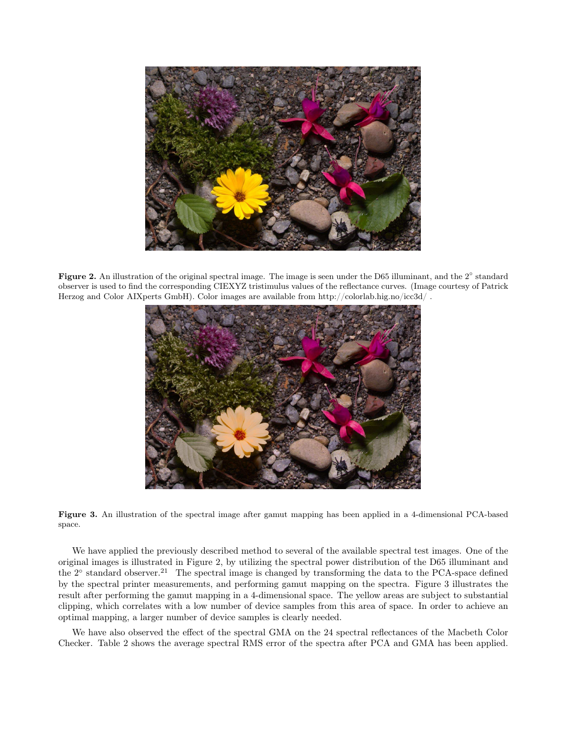**Figure 2.** An illustration of the original spectral image. The image is seen under the D65 illuminant, and the 2° standard observer is used to find the corresponding CIEXYZ tristimulus values of the reflectance curves. (Image courtesy of Patrick Herzog and Color AIXperts GmbH). Color images are available from http://colorlab.hig.no/icc3d/ .

**Figure 3.** An illustration of the spectral image after gamut mapping has been applied in a 4-dimensional PCA-based space.

We have applied the previously described method to several of the available spectral test images. One of the original images is illustrated in Figure 2, by utilizing the spectral power distribution of the D65 illuminant and the 2° standard observer.[21] The spectral image is changed by transforming the data to the PCA-space defined by the spectral printer measurements, and performing gamut mapping on the spectra. Figure 3 illustrates the result after performing the gamut mapping in a 4-dimensional space. The yellow areas are subject to substantial clipping, which correlates with a low number of device samples from this area of space. In order to achieve an optimal mapping, a larger number of device samples is clearly needed.

We have also observed the effect of the spectral GMA on the 24 spectral reflectances of the Macbeth Color Checker. Table 2 shows the average spectral RMS error of the spectra after PCA and GMA has been applied.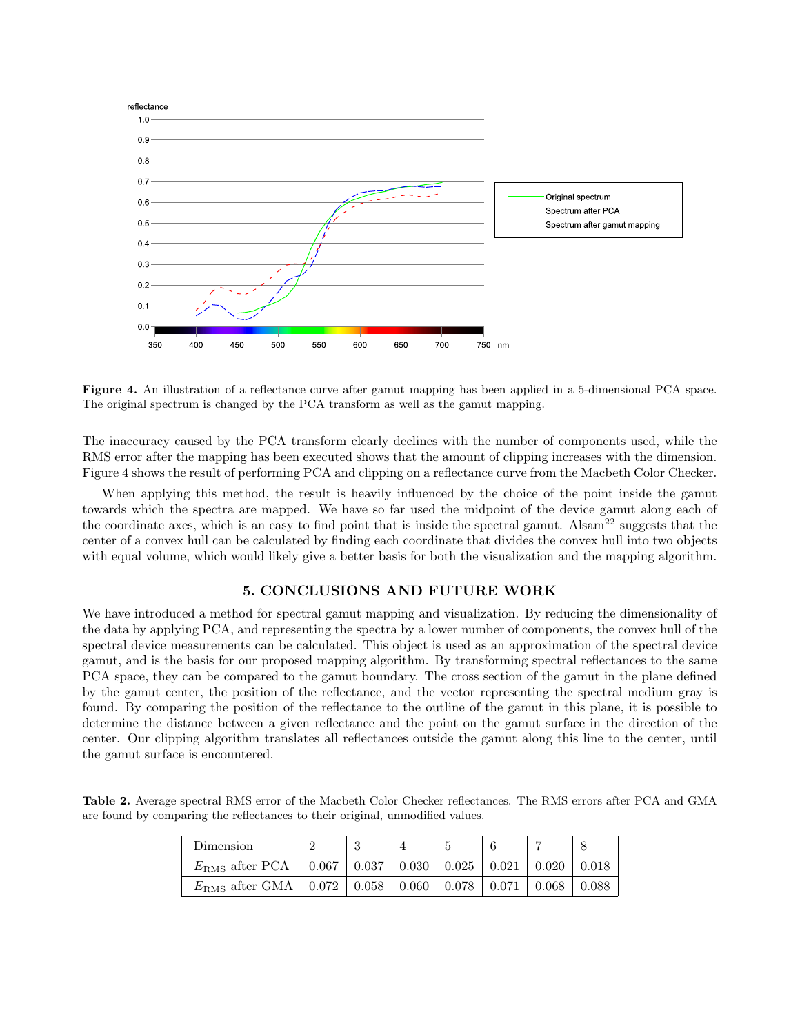**Figure 4.** An illustration of a reflectance curve after gamut mapping has been applied in a 5-dimensional PCA space. The original spectrum is changed by the PCA transform as well as the gamut mapping.

The inaccuracy caused by the PCA transform clearly declines with the number of components used, while the RMS error after the mapping has been executed shows that the amount of clipping increases with the dimension. Figure 4 shows the result of performing PCA and clipping on a reflectance curve from the Macbeth Color Checker.

When applying this method, the result is heavily influenced by the choice of the point inside the gamut towards which the spectra are mapped. We have so far used the midpoint of the device gamut along each of the coordinate axes, which is an easy to find point that is inside the spectral gamut. Alsam[22] suggests that the center of a convex hull can be calculated by finding each coordinate that divides the convex hull into two objects with equal volume, which would likely give a better basis for both the visualization and the mapping algorithm.

## 5. CONCLUSIONS AND FUTURE WORK

We have introduced a method for spectral gamut mapping and visualization. By reducing the dimensionality of the data by applying PCA, and representing the spectra by a lower number of components, the convex hull of the spectral device measurements can be calculated. This object is used as an approximation of the spectral device gamut, and is the basis for our proposed mapping algorithm. By transforming spectral reflectances to the same PCA space, they can be compared to the gamut boundary. The cross section of the gamut in the plane defined by the gamut center, the position of the reflectance, and the vector representing the spectral medium gray is found. By comparing the position of the reflectance to the outline of the gamut in this plane, it is possible to determine the distance between a given reflectance and the point on the gamut surface in the direction of the center. Our clipping algorithm translates all reflectances outside the gamut along this line to the center, until the gamut surface is encountered.

**Table 2.** Average spectral RMS error of the Macbeth Color Checker reflectances. The RMS errors after PCA and GMA are found by comparing the reflectances to their original, unmodified values.

| Dimension | 2 | 3 | 4 | 5 | 6 | 7 | 8 |
|---|---|---|---|---|---|---|---|
| $E_{\mathrm{RMS}}$ after PCA | 0.067 | 0.037 | 0.030 | 0.025 | 0.021 | 0.020 | 0.018 |
| $E_{\mathrm{RMS}}$ after GMA | 0.072 | 0.058 | 0.060 | 0.078 | 0.071 | 0.068 | 0.088 |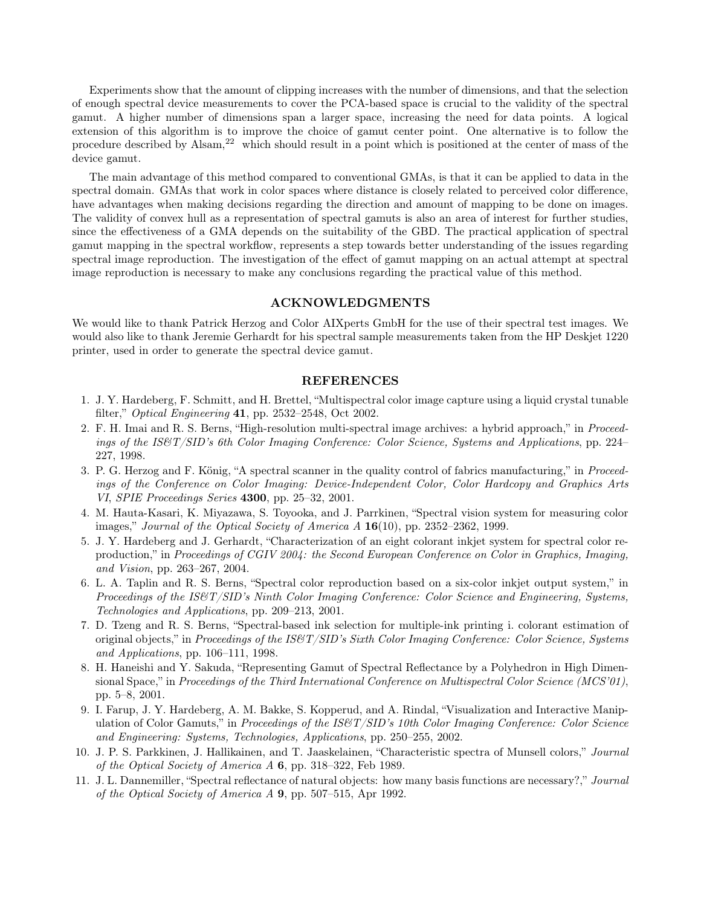Experiments show that the amount of clipping increases with the number of dimensions, and that the selection of enough spectral device measurements to cover the PCA-based space is crucial to the validity of the spectral gamut. A higher number of dimensions span a larger space, increasing the need for data points. A logical extension of this algorithm is to improve the choice of gamut center point. One alternative is to follow the procedure described by Alsam,[22] which should result in a point which is positioned at the center of mass of the device gamut.

The main advantage of this method compared to conventional GMAs, is that it can be applied to data in the spectral domain. GMAs that work in color spaces where distance is closely related to perceived color difference, have advantages when making decisions regarding the direction and amount of mapping to be done on images. The validity of convex hull as a representation of spectral gamuts is also an area of interest for further studies, since the effectiveness of a GMA depends on the suitability of the GBD. The practical application of spectral gamut mapping in the spectral workflow, represents a step towards better understanding of the issues regarding spectral image reproduction. The investigation of the effect of gamut mapping on an actual attempt at spectral image reproduction is necessary to make any conclusions regarding the practical value of this method.

## ACKNOWLEDGMENTS

We would like to thank Patrick Herzog and Color AIXperts GmbH for the use of their spectral test images. We would also like to thank Jeremie Gerhardt for his spectral sample measurements taken from the HP Deskjet 1220 printer, used in order to generate the spectral device gamut.

## REFERENCES

1. J. Y. Hardeberg, F. Schmitt, and H. Brettel, "Multispectral color image capture using a liquid crystal tunable filter," *Optical Engineering* **41**, pp. 2532–2548, Oct 2002.
2. F. H. Imai and R. S. Berns, "High-resolution multi-spectral image archives: a hybrid approach," in *Proceedings of the IS&T/SID's 6th Color Imaging Conference: Color Science, Systems and Applications*, pp. 224–227, 1998.
3. P. G. Herzog and F. König, "A spectral scanner in the quality control of fabrics manufacturing," in *Proceedings of the Conference on Color Imaging: Device-Independent Color, Color Hardcopy and Graphics Arts VI, SPIE Proceedings Series* **4300**, pp. 25–32, 2001.
4. M. Hauta-Kasari, K. Miyazawa, S. Toyooka, and J. Parrkinen, "Spectral vision system for measuring color images," *Journal of the Optical Society of America A* **16**(10), pp. 2352–2362, 1999.
5. J. Y. Hardeberg and J. Gerhardt, "Characterization of an eight colorant inkjet system for spectral color reproduction," in *Proceedings of CGIV 2004: the Second European Conference on Color in Graphics, Imaging, and Vision*, pp. 263–267, 2004.
6. L. A. Taplin and R. S. Berns, "Spectral color reproduction based on a six-color inkjet output system," in *Proceedings of the IS&T/SID's Ninth Color Imaging Conference: Color Science and Engineering, Systems, Technologies and Applications*, pp. 209–213, 2001.
7. D. Tzeng and R. S. Berns, "Spectral-based ink selection for multiple-ink printing i. colorant estimation of original objects," in *Proceedings of the IS&T/SID's Sixth Color Imaging Conference: Color Science, Systems and Applications*, pp. 106–111, 1998.
8. H. Haneishi and Y. Sakuda, "Representing Gamut of Spectral Reflectance by a Polyhedron in High Dimensional Space," in *Proceedings of the Third International Conference on Multispectral Color Science (MCS'01)*, pp. 5–8, 2001.
9. I. Farup, J. Y. Hardeberg, A. M. Bakke, S. Kopperud, and A. Rindal, "Visualization and Interactive Manipulation of Color Gamuts," in *Proceedings of the IS&T/SID's 10th Color Imaging Conference: Color Science and Engineering: Systems, Technologies, Applications*, pp. 250–255, 2002.
10. J. P. S. Parkkinen, J. Hallikainen, and T. Jaaskelainen, "Characteristic spectra of Munsell colors," *Journal of the Optical Society of America A* **6**, pp. 318–322, Feb 1989.
11. J. L. Dannemiller, "Spectral reflectance of natural objects: how many basis functions are necessary?," *Journal of the Optical Society of America A* **9**, pp. 507–515, Apr 1992.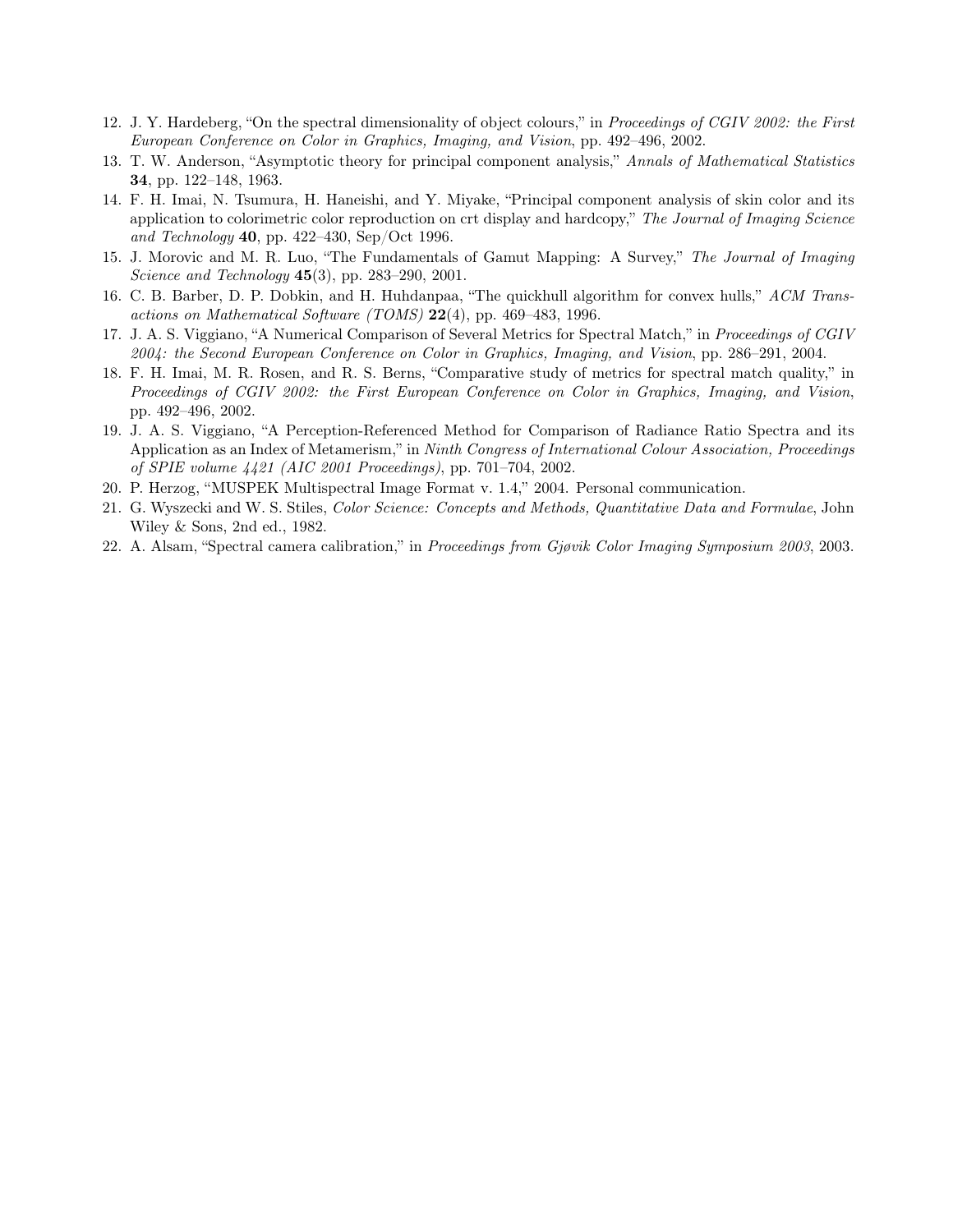12. J. Y. Hardeberg, "On the spectral dimensionality of object colours," in *Proceedings of CGIV 2002: the First European Conference on Color in Graphics, Imaging, and Vision*, pp. 492–496, 2002.
13. T. W. Anderson, "Asymptotic theory for principal component analysis," *Annals of Mathematical Statistics* **34**, pp. 122–148, 1963.
14. F. H. Imai, N. Tsumura, H. Haneishi, and Y. Miyake, "Principal component analysis of skin color and its application to colorimetric color reproduction on crt display and hardcopy," *The Journal of Imaging Science and Technology* **40**, pp. 422–430, Sep/Oct 1996.
15. J. Morovic and M. R. Luo, "The Fundamentals of Gamut Mapping: A Survey," *The Journal of Imaging Science and Technology* **45**(3), pp. 283–290, 2001.
16. C. B. Barber, D. P. Dobkin, and H. Huhdanpaa, "The quickhull algorithm for convex hulls," *ACM Transactions on Mathematical Software (TOMS)* **22**(4), pp. 469–483, 1996.
17. J. A. S. Viggiano, "A Numerical Comparison of Several Metrics for Spectral Match," in *Proceedings of CGIV 2004: the Second European Conference on Color in Graphics, Imaging, and Vision*, pp. 286–291, 2004.
18. F. H. Imai, M. R. Rosen, and R. S. Berns, "Comparative study of metrics for spectral match quality," in *Proceedings of CGIV 2002: the First European Conference on Color in Graphics, Imaging, and Vision*, pp. 492–496, 2002.
19. J. A. S. Viggiano, "A Perception-Referenced Method for Comparison of Radiance Ratio Spectra and its Application as an Index of Metamerism," in *Ninth Congress of International Colour Association, Proceedings of SPIE volume 4421 (AIC 2001 Proceedings)*, pp. 701–704, 2002.
20. P. Herzog, "MUSPEK Multispectral Image Format v. 1.4," 2004. Personal communication.
21. G. Wyszecki and W. S. Stiles, *Color Science: Concepts and Methods, Quantitative Data and Formulae*, John Wiley & Sons, 2nd ed., 1982.
22. A. Alsam, "Spectral camera calibration," in *Proceedings from Gjøvik Color Imaging Symposium 2003*, 2003.